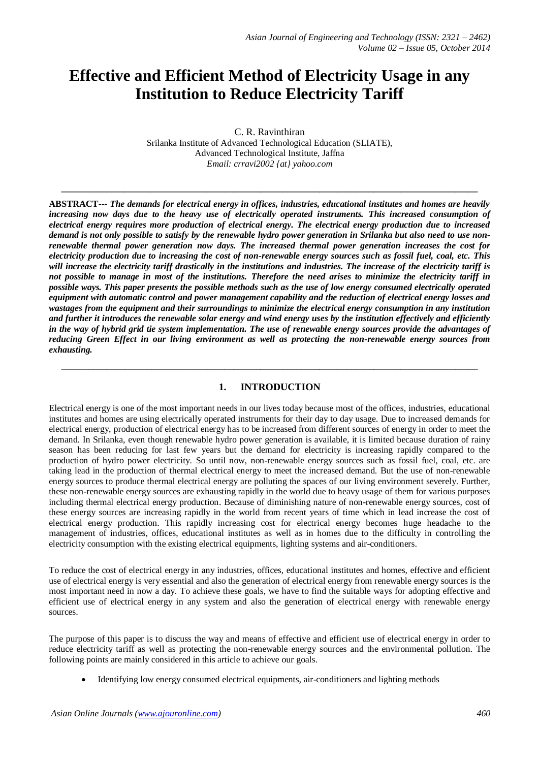# Effective and Efficient Method of Electricity Usage in any Institution to Reduce Electricity Tariff

C. R. Ravinthiran
Srilanka Institute of Advanced Technological Education (SLIATE),
Advanced Technological Institute, Jaffna
*Email: crravi2002 {at} yahoo.com*

---

**ABSTRACT---** ***The demands for electrical energy in offices, industries, educational institutes and homes are heavily increasing now days due to the heavy use of electrically operated instruments. This increased consumption of electrical energy requires more production of electrical energy. The electrical energy production due to increased demand is not only possible to satisfy by the renewable hydro power generation in Srilanka but also need to use non-renewable thermal power generation now days. The increased thermal power generation increases the cost for electricity production due to increasing the cost of non-renewable energy sources such as fossil fuel, coal, etc. This will increase the electricity tariff drastically in the institutions and industries. The increase of the electricity tariff is not possible to manage in most of the institutions. Therefore the need arises to minimize the electricity tariff in possible ways. This paper presents the possible methods such as the use of low energy consumed electrically operated equipment with automatic control and power management capability and the reduction of electrical energy losses and wastages from the equipment and their surroundings to minimize the electrical energy consumption in any institution and further it introduces the renewable solar energy and wind energy uses by the institution effectively and efficiently in the way of hybrid grid tie system implementation. The use of renewable energy sources provide the advantages of reducing Green Effect in our living environment as well as protecting the non-renewable energy sources from exhausting.***

---

## 1. INTRODUCTION

Electrical energy is one of the most important needs in our lives today because most of the offices, industries, educational institutes and homes are using electrically operated instruments for their day to day usage. Due to increased demands for electrical energy, production of electrical energy has to be increased from different sources of energy in order to meet the demand. In Srilanka, even though renewable hydro power generation is available, it is limited because duration of rainy season has been reducing for last few years but the demand for electricity is increasing rapidly compared to the production of hydro power electricity. So until now, non-renewable energy sources such as fossil fuel, coal, etc. are taking lead in the production of thermal electrical energy to meet the increased demand. But the use of non-renewable energy sources to produce thermal electrical energy are polluting the spaces of our living environment severely. Further, these non-renewable energy sources are exhausting rapidly in the world due to heavy usage of them for various purposes including thermal electrical energy production. Because of diminishing nature of non-renewable energy sources, cost of these energy sources are increasing rapidly in the world from recent years of time which in lead increase the cost of electrical energy production. This rapidly increasing cost for electrical energy becomes huge headache to the management of industries, offices, educational institutes as well as in homes due to the difficulty in controlling the electricity consumption with the existing electrical equipments, lighting systems and air-conditioners.

To reduce the cost of electrical energy in any industries, offices, educational institutes and homes, effective and efficient use of electrical energy is very essential and also the generation of electrical energy from renewable energy sources is the most important need in now a day. To achieve these goals, we have to find the suitable ways for adopting effective and efficient use of electrical energy in any system and also the generation of electrical energy with renewable energy sources.

The purpose of this paper is to discuss the way and means of effective and efficient use of electrical energy in order to reduce electricity tariff as well as protecting the non-renewable energy sources and the environmental pollution. The following points are mainly considered in this article to achieve our goals.

- Identifying low energy consumed electrical equipments, air-conditioners and lighting methods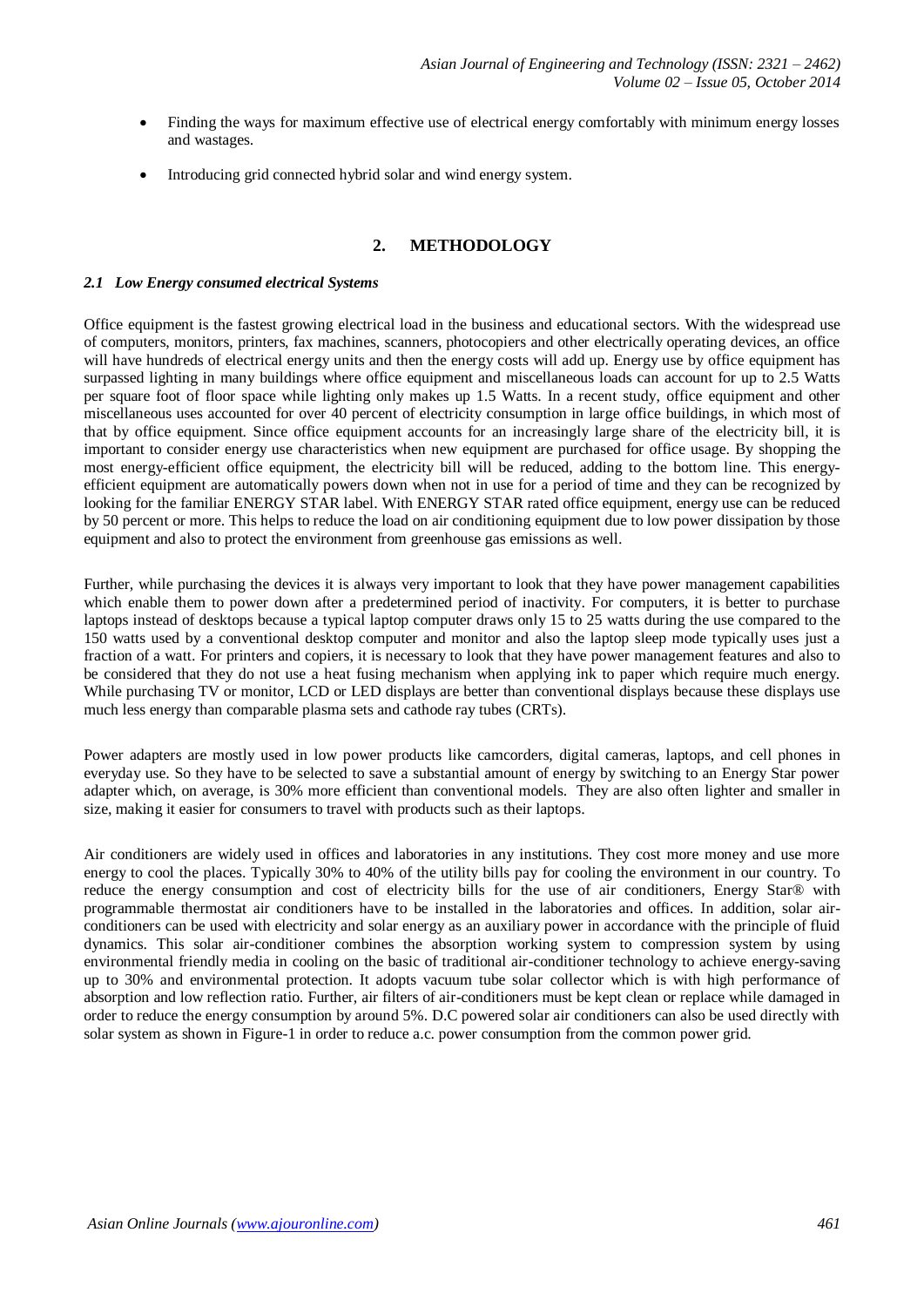- Finding the ways for maximum effective use of electrical energy comfortably with minimum energy losses and wastages.
- Introducing grid connected hybrid solar and wind energy system.

## 2. METHODOLOGY

### *2.1 Low Energy consumed electrical Systems*

Office equipment is the fastest growing electrical load in the business and educational sectors. With the widespread use of computers, monitors, printers, fax machines, scanners, photocopiers and other electrically operating devices, an office will have hundreds of electrical energy units and then the energy costs will add up. Energy use by office equipment has surpassed lighting in many buildings where office equipment and miscellaneous loads can account for up to 2.5 Watts per square foot of floor space while lighting only makes up 1.5 Watts. In a recent study, office equipment and other miscellaneous uses accounted for over 40 percent of electricity consumption in large office buildings, in which most of that by office equipment. Since office equipment accounts for an increasingly large share of the electricity bill, it is important to consider energy use characteristics when new equipment are purchased for office usage. By shopping the most energy-efficient office equipment, the electricity bill will be reduced, adding to the bottom line. This energy-efficient equipment are automatically powers down when not in use for a period of time and they can be recognized by looking for the familiar ENERGY STAR label. With ENERGY STAR rated office equipment, energy use can be reduced by 50 percent or more. This helps to reduce the load on air conditioning equipment due to low power dissipation by those equipment and also to protect the environment from greenhouse gas emissions as well.

Further, while purchasing the devices it is always very important to look that they have power management capabilities which enable them to power down after a predetermined period of inactivity. For computers, it is better to purchase laptops instead of desktops because a typical laptop computer draws only 15 to 25 watts during the use compared to the 150 watts used by a conventional desktop computer and monitor and also the laptop sleep mode typically uses just a fraction of a watt. For printers and copiers, it is necessary to look that they have power management features and also to be considered that they do not use a heat fusing mechanism when applying ink to paper which require much energy. While purchasing TV or monitor, LCD or LED displays are better than conventional displays because these displays use much less energy than comparable plasma sets and cathode ray tubes (CRTs).

Power adapters are mostly used in low power products like camcorders, digital cameras, laptops, and cell phones in everyday use. So they have to be selected to save a substantial amount of energy by switching to an Energy Star power adapter which, on average, is 30% more efficient than conventional models. They are also often lighter and smaller in size, making it easier for consumers to travel with products such as their laptops.

Air conditioners are widely used in offices and laboratories in any institutions. They cost more money and use more energy to cool the places. Typically 30% to 40% of the utility bills pay for cooling the environment in our country. To reduce the energy consumption and cost of electricity bills for the use of air conditioners, Energy Star® with programmable thermostat air conditioners have to be installed in the laboratories and offices. In addition, solar air-conditioners can be used with electricity and solar energy as an auxiliary power in accordance with the principle of fluid dynamics. This solar air-conditioner combines the absorption working system to compression system by using environmental friendly media in cooling on the basic of traditional air-conditioner technology to achieve energy-saving up to 30% and environmental protection. It adopts vacuum tube solar collector which is with high performance of absorption and low reflection ratio. Further, air filters of air-conditioners must be kept clean or replace while damaged in order to reduce the energy consumption by around 5%. D.C powered solar air conditioners can also be used directly with solar system as shown in Figure-1 in order to reduce a.c. power consumption from the common power grid.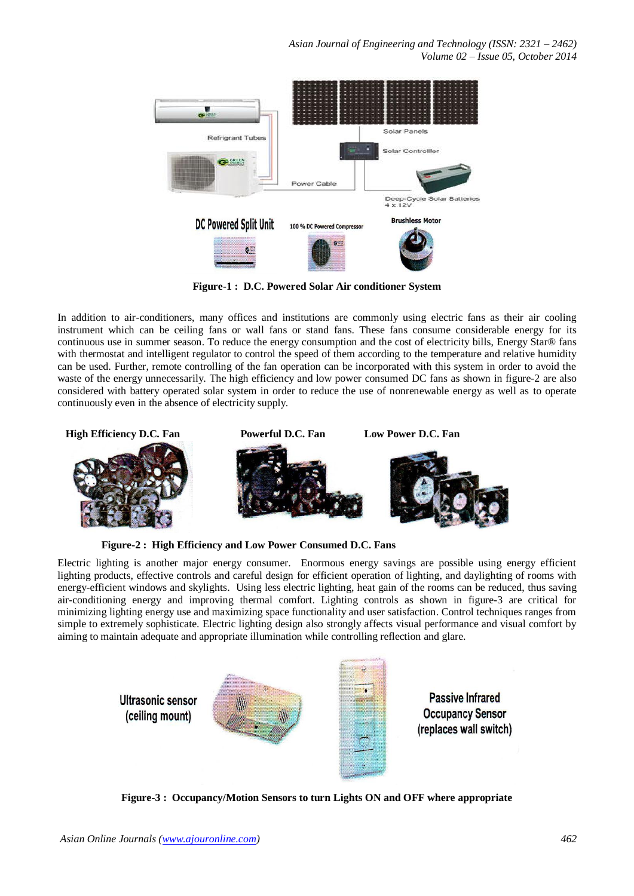**Figure-1 : D.C. Powered Solar Air conditioner System**

In addition to air-conditioners, many offices and institutions are commonly using electric fans as their air cooling instrument which can be ceiling fans or wall fans or stand fans. These fans consume considerable energy for its continuous use in summer season. To reduce the energy consumption and the cost of electricity bills, Energy Star® fans with thermostat and intelligent regulator to control the speed of them according to the temperature and relative humidity can be used. Further, remote controlling of the fan operation can be incorporated with this system in order to avoid the waste of the energy unnecessarily. The high efficiency and low power consumed DC fans as shown in figure-2 are also considered with battery operated solar system in order to reduce the use of nonrenewable energy as well as to operate continuously even in the absence of electricity supply.

**Figure-2 : High Efficiency and Low Power Consumed D.C. Fans**

Electric lighting is another major energy consumer. Enormous energy savings are possible using energy efficient lighting products, effective controls and careful design for efficient operation of lighting, and daylighting of rooms with energy-efficient windows and skylights. Using less electric lighting, heat gain of the rooms can be reduced, thus saving air-conditioning energy and improving thermal comfort. Lighting controls as shown in figure-3 are critical for minimizing lighting energy use and maximizing space functionality and user satisfaction. Control techniques ranges from simple to extremely sophisticate. Electric lighting design also strongly affects visual performance and visual comfort by aiming to maintain adequate and appropriate illumination while controlling reflection and glare.

**Figure-3 : Occupancy/Motion Sensors to turn Lights ON and OFF where appropriate**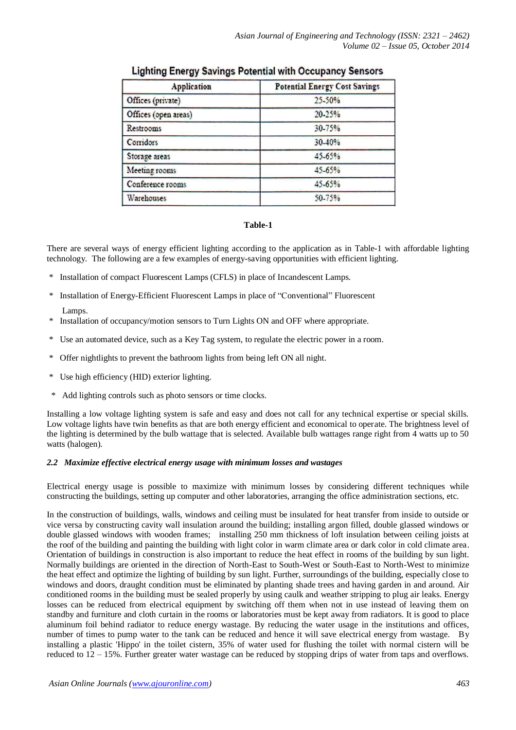**Lighting Energy Savings Potential with Occupancy Sensors**

| Application | Potential Energy Cost Savings |
|---|---|
| Offices (private) | 25-50% |
| Offices (open areas) | 20-25% |
| Restrooms | 30-75% |
| Corridors | 30-40% |
| Storage areas | 45-65% |
| Meeting rooms | 45-65% |
| Conference rooms | 45-65% |
| Warehouses | 50-75% |

**Table-1**

There are several ways of energy efficient lighting according to the application as in Table-1 with affordable lighting technology. The following are a few examples of energy-saving opportunities with efficient lighting.

* Installation of compact Fluorescent Lamps (CFLS) in place of Incandescent Lamps.
* Installation of Energy-Efficient Fluorescent Lamps in place of "Conventional" Fluorescent Lamps.
* Installation of occupancy/motion sensors to Turn Lights ON and OFF where appropriate.
* Use an automated device, such as a Key Tag system, to regulate the electric power in a room.
* Offer nightlights to prevent the bathroom lights from being left ON all night.
* Use high efficiency (HID) exterior lighting.
* Add lighting controls such as photo sensors or time clocks.

Installing a low voltage lighting system is safe and easy and does not call for any technical expertise or special skills. Low voltage lights have twin benefits as that are both energy efficient and economical to operate. The brightness level of the lighting is determined by the bulb wattage that is selected. Available bulb wattages range right from 4 watts up to 50 watts (halogen).

### *2.2 Maximize effective electrical energy usage with minimum losses and wastages*

Electrical energy usage is possible to maximize with minimum losses by considering different techniques while constructing the buildings, setting up computer and other laboratories, arranging the office administration sections, etc.

In the construction of buildings, walls, windows and ceiling must be insulated for heat transfer from inside to outside or vice versa by constructing cavity wall insulation around the building; installing argon filled, double glassed windows or double glassed windows with wooden frames; installing 250 mm thickness of loft insulation between ceiling joists at the roof of the building and painting the building with light color in warm climate area or dark color in cold climate area. Orientation of buildings in construction is also important to reduce the heat effect in rooms of the building by sun light. Normally buildings are oriented in the direction of North-East to South-West or South-East to North-West to minimize the heat effect and optimize the lighting of building by sun light. Further, surroundings of the building, especially close to windows and doors, draught condition must be eliminated by planting shade trees and having garden in and around. Air conditioned rooms in the building must be sealed properly by using caulk and weather stripping to plug air leaks. Energy losses can be reduced from electrical equipment by switching off them when not in use instead of leaving them on standby and furniture and cloth curtain in the rooms or laboratories must be kept away from radiators. It is good to place aluminum foil behind radiator to reduce energy wastage. By reducing the water usage in the institutions and offices, number of times to pump water to the tank can be reduced and hence it will save electrical energy from wastage. By installing a plastic 'Hippo' in the toilet cistern, 35% of water used for flushing the toilet with normal cistern will be reduced to 12 – 15%. Further greater water wastage can be reduced by stopping drips of water from taps and overflows.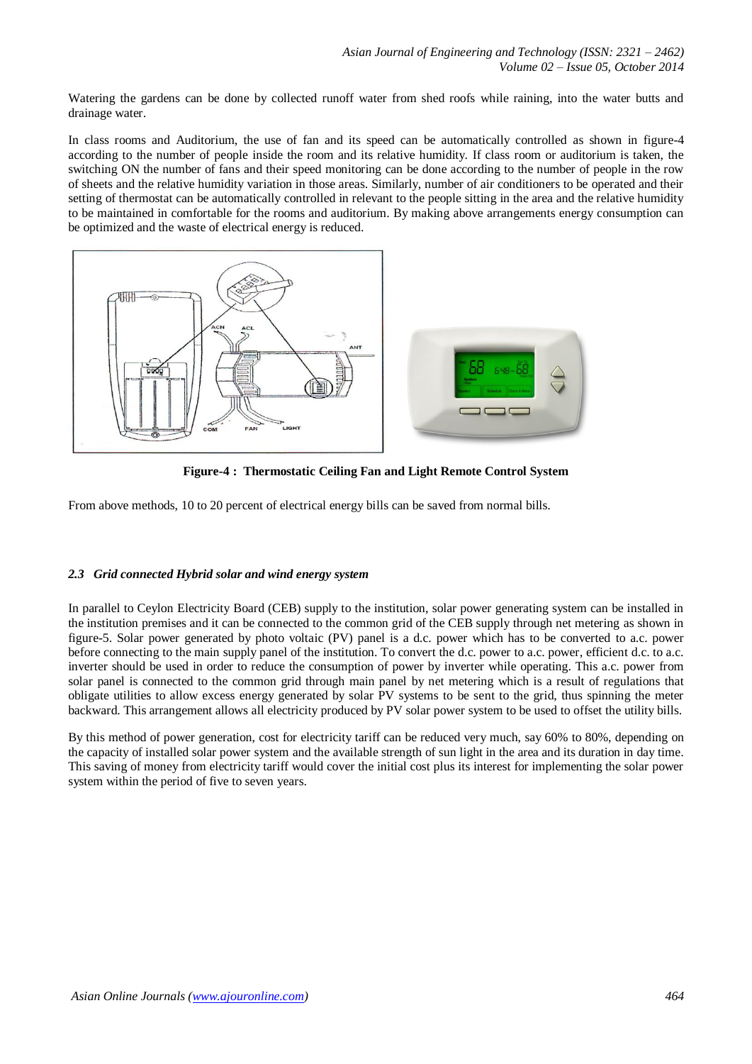Watering the gardens can be done by collected runoff water from shed roofs while raining, into the water butts and drainage water.

In class rooms and Auditorium, the use of fan and its speed can be automatically controlled as shown in figure-4 according to the number of people inside the room and its relative humidity. If class room or auditorium is taken, the switching ON the number of fans and their speed monitoring can be done according to the number of people in the row of sheets and the relative humidity variation in those areas. Similarly, number of air conditioners to be operated and their setting of thermostat can be automatically controlled in relevant to the people sitting in the area and the relative humidity to be maintained in comfortable for the rooms and auditorium. By making above arrangements energy consumption can be optimized and the waste of electrical energy is reduced.

**Figure-4 : Thermostatic Ceiling Fan and Light Remote Control System**

From above methods, 10 to 20 percent of electrical energy bills can be saved from normal bills.

### *2.3 Grid connected Hybrid solar and wind energy system*

In parallel to Ceylon Electricity Board (CEB) supply to the institution, solar power generating system can be installed in the institution premises and it can be connected to the common grid of the CEB supply through net metering as shown in figure-5. Solar power generated by photo voltaic (PV) panel is a d.c. power which has to be converted to a.c. power before connecting to the main supply panel of the institution. To convert the d.c. power to a.c. power, efficient d.c. to a.c. inverter should be used in order to reduce the consumption of power by inverter while operating. This a.c. power from solar panel is connected to the common grid through main panel by net metering which is a result of regulations that obligate utilities to allow excess energy generated by solar PV systems to be sent to the grid, thus spinning the meter backward. This arrangement allows all electricity produced by PV solar power system to be used to offset the utility bills.

By this method of power generation, cost for electricity tariff can be reduced very much, say 60% to 80%, depending on the capacity of installed solar power system and the available strength of sun light in the area and its duration in day time. This saving of money from electricity tariff would cover the initial cost plus its interest for implementing the solar power system within the period of five to seven years.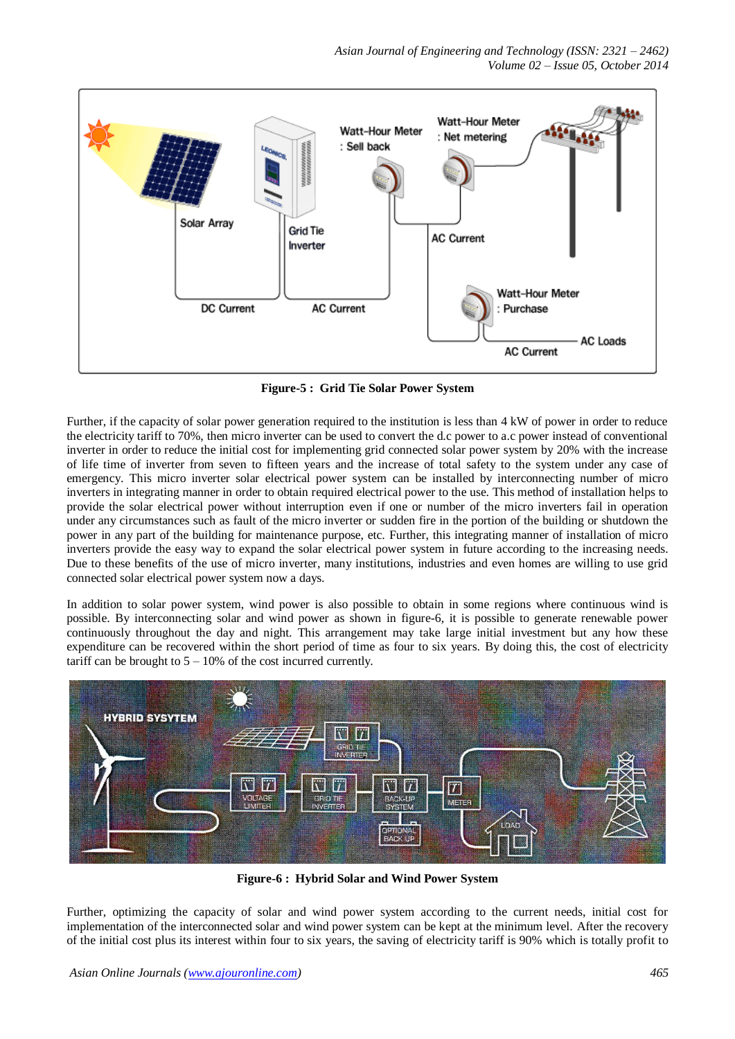**Figure-5 : Grid Tie Solar Power System**

Further, if the capacity of solar power generation required to the institution is less than 4 kW of power in order to reduce the electricity tariff to 70%, then micro inverter can be used to convert the d.c power to a.c power instead of conventional inverter in order to reduce the initial cost for implementing grid connected solar power system by 20% with the increase of life time of inverter from seven to fifteen years and the increase of total safety to the system under any case of emergency. This micro inverter solar electrical power system can be installed by interconnecting number of micro inverters in integrating manner in order to obtain required electrical power to the use. This method of installation helps to provide the solar electrical power without interruption even if one or number of the micro inverters fail in operation under any circumstances such as fault of the micro inverter or sudden fire in the portion of the building or shutdown the power in any part of the building for maintenance purpose, etc. Further, this integrating manner of installation of micro inverters provide the easy way to expand the solar electrical power system in future according to the increasing needs. Due to these benefits of the use of micro inverter, many institutions, industries and even homes are willing to use grid connected solar electrical power system now a days.

In addition to solar power system, wind power is also possible to obtain in some regions where continuous wind is possible. By interconnecting solar and wind power as shown in figure-6, it is possible to generate renewable power continuously throughout the day and night. This arrangement may take large initial investment but any how these expenditure can be recovered within the short period of time as four to six years. By doing this, the cost of electricity tariff can be brought to 5 – 10% of the cost incurred currently.

**Figure-6 : Hybrid Solar and Wind Power System**

Further, optimizing the capacity of solar and wind power system according to the current needs, initial cost for implementation of the interconnected solar and wind power system can be kept at the minimum level. After the recovery of the initial cost plus its interest within four to six years, the saving of electricity tariff is 90% which is totally profit to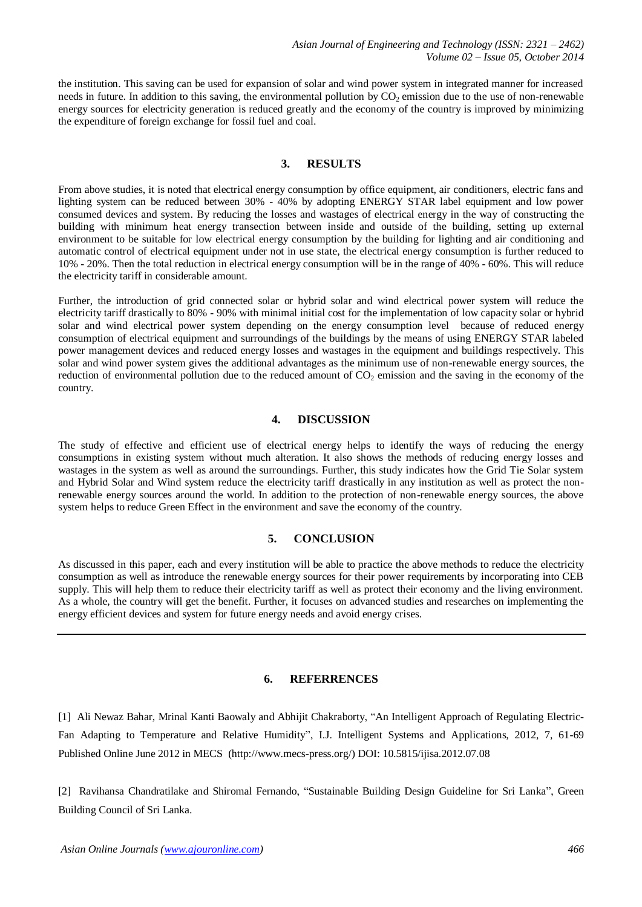the institution. This saving can be used for expansion of solar and wind power system in integrated manner for increased needs in future. In addition to this saving, the environmental pollution by $CO_2$ emission due to the use of non-renewable energy sources for electricity generation is reduced greatly and the economy of the country is improved by minimizing the expenditure of foreign exchange for fossil fuel and coal.

## 3. RESULTS

From above studies, it is noted that electrical energy consumption by office equipment, air conditioners, electric fans and lighting system can be reduced between 30% - 40% by adopting ENERGY STAR label equipment and low power consumed devices and system. By reducing the losses and wastages of electrical energy in the way of constructing the building with minimum heat energy transection between inside and outside of the building, setting up external environment to be suitable for low electrical energy consumption by the building for lighting and air conditioning and automatic control of electrical equipment under not in use state, the electrical energy consumption is further reduced to 10% - 20%. Then the total reduction in electrical energy consumption will be in the range of 40% - 60%. This will reduce the electricity tariff in considerable amount.

Further, the introduction of grid connected solar or hybrid solar and wind electrical power system will reduce the electricity tariff drastically to 80% - 90% with minimal initial cost for the implementation of low capacity solar or hybrid solar and wind electrical power system depending on the energy consumption level because of reduced energy consumption of electrical equipment and surroundings of the buildings by the means of using ENERGY STAR labeled power management devices and reduced energy losses and wastages in the equipment and buildings respectively. This solar and wind power system gives the additional advantages as the minimum use of non-renewable energy sources, the reduction of environmental pollution due to the reduced amount of $CO_2$ emission and the saving in the economy of the country.

## 4. DISCUSSION

The study of effective and efficient use of electrical energy helps to identify the ways of reducing the energy consumptions in existing system without much alteration. It also shows the methods of reducing energy losses and wastages in the system as well as around the surroundings. Further, this study indicates how the Grid Tie Solar system and Hybrid Solar and Wind system reduce the electricity tariff drastically in any institution as well as protect the non-renewable energy sources around the world. In addition to the protection of non-renewable energy sources, the above system helps to reduce Green Effect in the environment and save the economy of the country.

## 5. CONCLUSION

As discussed in this paper, each and every institution will be able to practice the above methods to reduce the electricity consumption as well as introduce the renewable energy sources for their power requirements by incorporating into CEB supply. This will help them to reduce their electricity tariff as well as protect their economy and the living environment. As a whole, the country will get the benefit. Further, it focuses on advanced studies and researches on implementing the energy efficient devices and system for future energy needs and avoid energy crises.

---

## 6. REFERRENCES

[1] Ali Newaz Bahar, Mrinal Kanti Baowaly and Abhijit Chakraborty, "An Intelligent Approach of Regulating Electric-Fan Adapting to Temperature and Relative Humidity", I.J. Intelligent Systems and Applications, 2012, 7, 61-69 Published Online June 2012 in MECS (http://www.mecs-press.org/) DOI: 10.5815/ijisa.2012.07.08

[2] Ravihansa Chandratilake and Shiromal Fernando, "Sustainable Building Design Guideline for Sri Lanka", Green Building Council of Sri Lanka.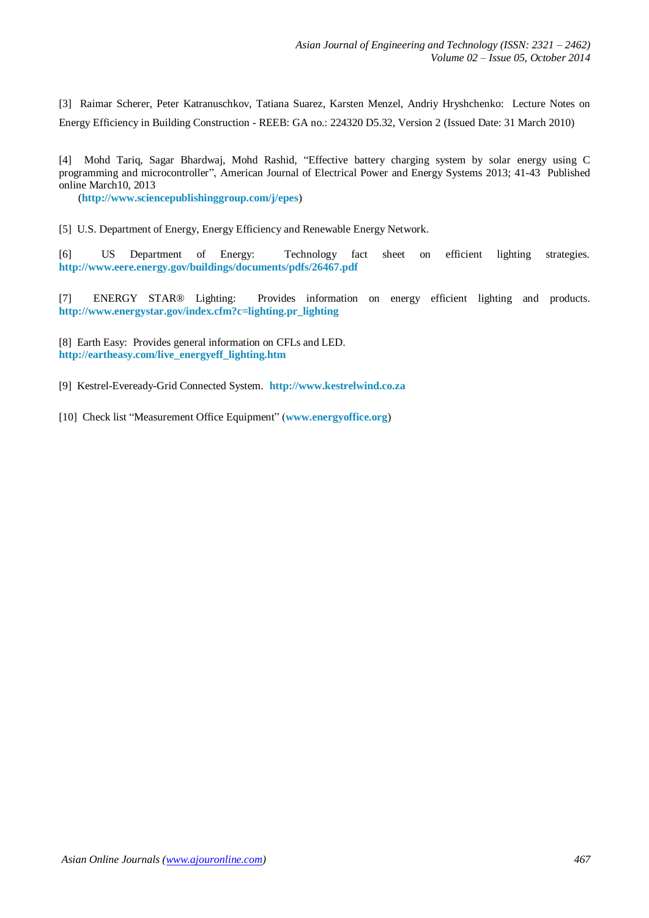[3] Raimar Scherer, Peter Katranuschkov, Tatiana Suarez, Karsten Menzel, Andriy Hryshchenko: Lecture Notes on Energy Efficiency in Building Construction - REEB: GA no.: 224320 D5.32, Version 2 (Issued Date: 31 March 2010)

[4] Mohd Tariq, Sagar Bhardwaj, Mohd Rashid, "Effective battery charging system by solar energy using C programming and microcontroller", American Journal of Electrical Power and Energy Systems 2013; 41-43 Published online March10, 2013
(**http://www.sciencepublishinggroup.com/j/epes**)

[5] U.S. Department of Energy, Energy Efficiency and Renewable Energy Network.

[6] US Department of Energy: Technology fact sheet on efficient lighting strategies. **http://www.eere.energy.gov/buildings/documents/pdfs/26467.pdf**

[7] ENERGY STAR® Lighting: Provides information on energy efficient lighting and products. **http://www.energystar.gov/index.cfm?c=lighting.pr_lighting**

[8] Earth Easy: Provides general information on CFLs and LED.
**http://eartheasy.com/live_energyeff_lighting.htm**

[9] Kestrel-Eveready-Grid Connected System. **http://www.kestrelwind.co.za**

[10] Check list "Measurement Office Equipment" (**www.energyoffice.org**)